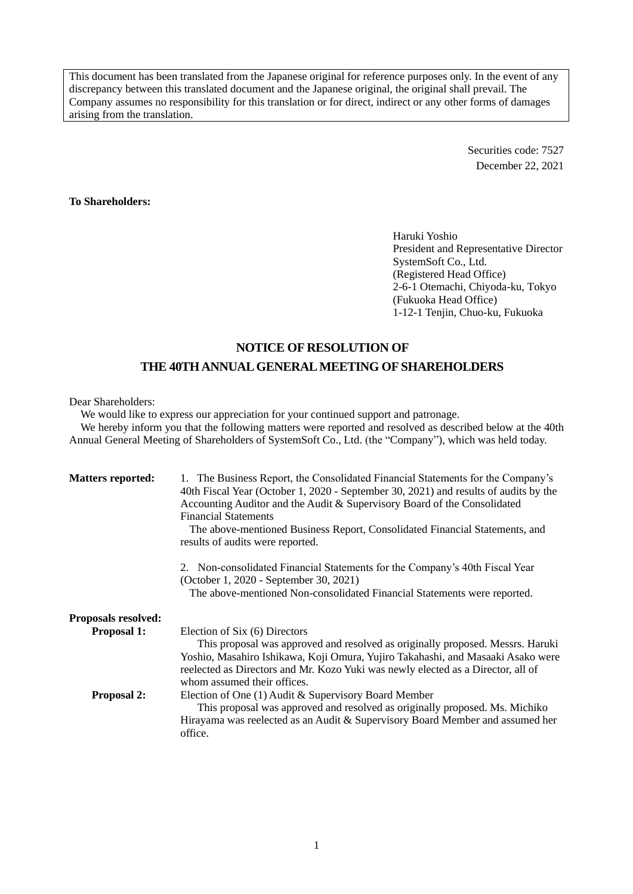This document has been translated from the Japanese original for reference purposes only. In the event of any discrepancy between this translated document and the Japanese original, the original shall prevail. The Company assumes no responsibility for this translation or for direct, indirect or any other forms of damages arising from the translation.

Securities code: 7527
December 22, 2021

**To Shareholders:**

Haruki Yoshio
President and Representative Director
SystemSoft Co., Ltd.
(Registered Head Office)
2-6-1 Otemachi, Chiyoda-ku, Tokyo
(Fukuoka Head Office)
1-12-1 Tenjin, Chuo-ku, Fukuoka

# NOTICE OF RESOLUTION OF THE 40TH ANNUAL GENERAL MEETING OF SHAREHOLDERS

Dear Shareholders:

We would like to express our appreciation for your continued support and patronage.

We hereby inform you that the following matters were reported and resolved as described below at the 40th Annual General Meeting of Shareholders of SystemSoft Co., Ltd. (the "Company"), which was held today.

**Matters reported:**

1. The Business Report, the Consolidated Financial Statements for the Company's 40th Fiscal Year (October 1, 2020 - September 30, 2021) and results of audits by the Accounting Auditor and the Audit & Supervisory Board of the Consolidated Financial Statements

   The above-mentioned Business Report, Consolidated Financial Statements, and results of audits were reported.

2. Non-consolidated Financial Statements for the Company's 40th Fiscal Year (October 1, 2020 - September 30, 2021)

   The above-mentioned Non-consolidated Financial Statements were reported.

**Proposals resolved:**

**Proposal 1:** Election of Six (6) Directors

This proposal was approved and resolved as originally proposed. Messrs. Haruki Yoshio, Masahiro Ishikawa, Koji Omura, Yujiro Takahashi, and Masaaki Asako were reelected as Directors and Mr. Kozo Yuki was newly elected as a Director, all of whom assumed their offices.

**Proposal 2:** Election of One (1) Audit & Supervisory Board Member

This proposal was approved and resolved as originally proposed. Ms. Michiko Hirayama was reelected as an Audit & Supervisory Board Member and assumed her office.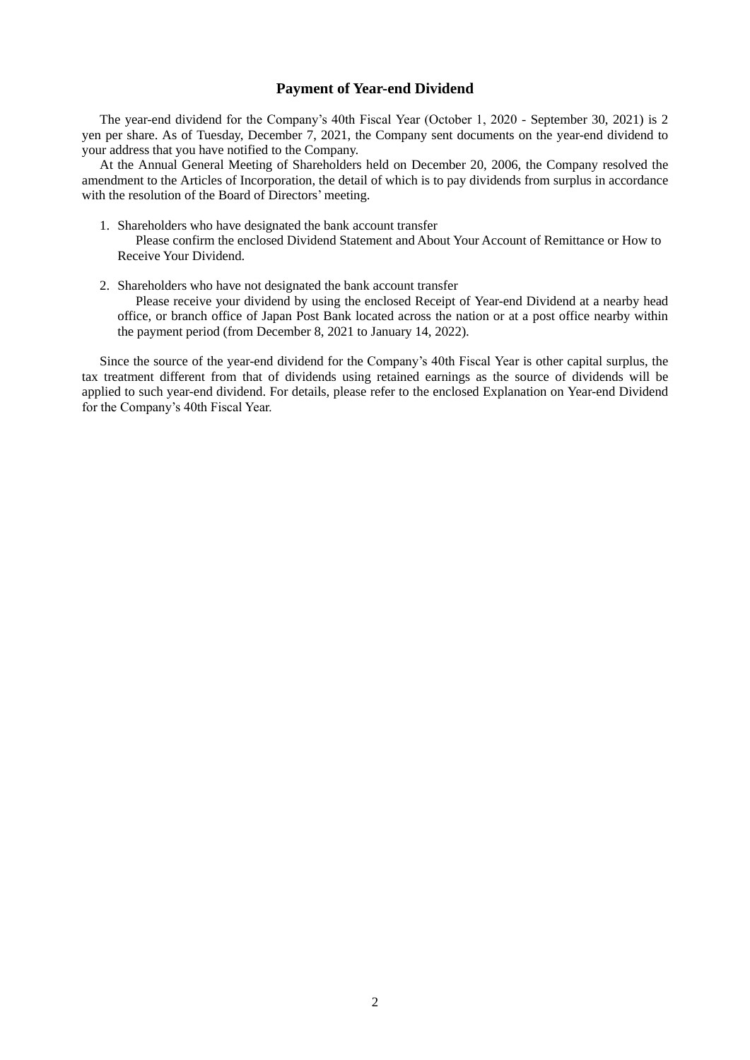## Payment of Year-end Dividend

The year-end dividend for the Company's 40th Fiscal Year (October 1, 2020 - September 30, 2021) is 2 yen per share. As of Tuesday, December 7, 2021, the Company sent documents on the year-end dividend to your address that you have notified to the Company.

At the Annual General Meeting of Shareholders held on December 20, 2006, the Company resolved the amendment to the Articles of Incorporation, the detail of which is to pay dividends from surplus in accordance with the resolution of the Board of Directors' meeting.

1. Shareholders who have designated the bank account transfer
   Please confirm the enclosed Dividend Statement and About Your Account of Remittance or How to Receive Your Dividend.

2. Shareholders who have not designated the bank account transfer
   Please receive your dividend by using the enclosed Receipt of Year-end Dividend at a nearby head office, or branch office of Japan Post Bank located across the nation or at a post office nearby within the payment period (from December 8, 2021 to January 14, 2022).

Since the source of the year-end dividend for the Company's 40th Fiscal Year is other capital surplus, the tax treatment different from that of dividends using retained earnings as the source of dividends will be applied to such year-end dividend. For details, please refer to the enclosed Explanation on Year-end Dividend for the Company's 40th Fiscal Year.